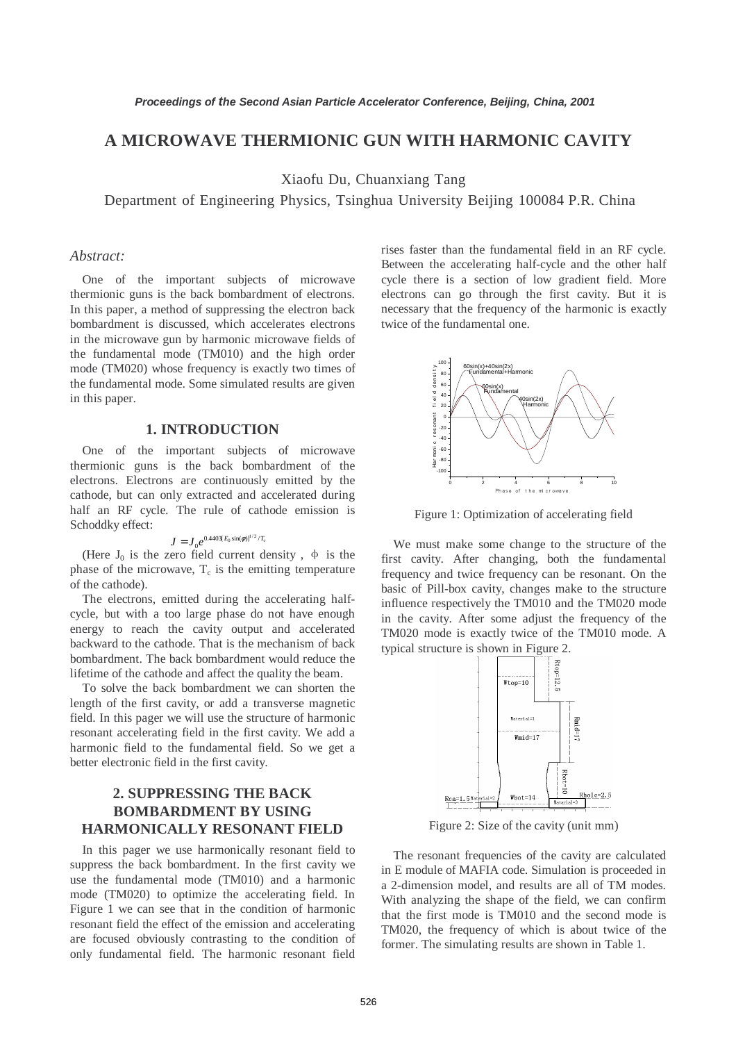# A MICROWAVE THERMIONIC GUN WITH HARMONIC CAVITY

Xiaofu Du, Chuanxiang Tang

Department of Engineering Physics, Tsinghua University Beijing 100084 P.R. China

### *Abstract:*

One of the important subjects of microwave thermionic guns is the back bombardment of electrons. In this paper, a method of suppressing the electron back bombardment is discussed, which accelerates electrons in the microwave gun by harmonic microwave fields of the fundamental mode (TM010) and the high order mode (TM020) whose frequency is exactly two times of the fundamental mode. Some simulated results are given in this paper.

## 1. INTRODUCTION

One of the important subjects of microwave thermionic guns is the back bombardment of the electrons. Electrons are continuously emitted by the cathode, but can only extracted and accelerated during half an RF cycle. The rule of cathode emission is Schoddky effect:

$$J = J_0 e^{0.4403[E_0 \sin(\phi)]^{1/2}/T_c}$$

(Here $J_0$ is the zero field current density, $\phi$ is the phase of the microwave, $T_c$ is the emitting temperature of the cathode).

The electrons, emitted during the accelerating half-cycle, but with a too large phase do not have enough energy to reach the cavity output and accelerated backward to the cathode. That is the mechanism of back bombardment. The back bombardment would reduce the lifetime of the cathode and affect the quality the beam.

To solve the back bombardment we can shorten the length of the first cavity, or add a transverse magnetic field. In this pager we will use the structure of harmonic resonant accelerating field in the first cavity. We add a harmonic field to the fundamental field. So we get a better electronic field in the first cavity.

## 2. SUPPRESSING THE BACK BOMBARDMENT BY USING HARMONICALLY RESONANT FIELD

In this pager we use harmonically resonant field to suppress the back bombardment. In the first cavity we use the fundamental mode (TM010) and a harmonic mode (TM020) to optimize the accelerating field. In Figure 1 we can see that in the condition of harmonic resonant field the effect of the emission and accelerating are focused obviously contrasting to the condition of only fundamental field. The harmonic resonant field rises faster than the fundamental field in an RF cycle. Between the accelerating half-cycle and the other half cycle there is a section of low gradient field. More electrons can go through the first cavity. But it is necessary that the frequency of the harmonic is exactly twice of the fundamental one.

Figure 1: Optimization of accelerating field

We must make some change to the structure of the first cavity. After changing, both the fundamental frequency and twice frequency can be resonant. On the basic of Pill-box cavity, changes make to the structure influence respectively the TM010 and the TM020 mode in the cavity. After some adjust the frequency of the TM020 mode is exactly twice of the TM010 mode. A typical structure is shown in Figure 2.

Figure 2: Size of the cavity (unit mm)

The resonant frequencies of the cavity are calculated in E module of MAFIA code. Simulation is proceeded in a 2-dimension model, and results are all of TM modes. With analyzing the shape of the field, we can confirm that the first mode is TM010 and the second mode is TM020, the frequency of which is about twice of the former. The simulating results are shown in Table 1.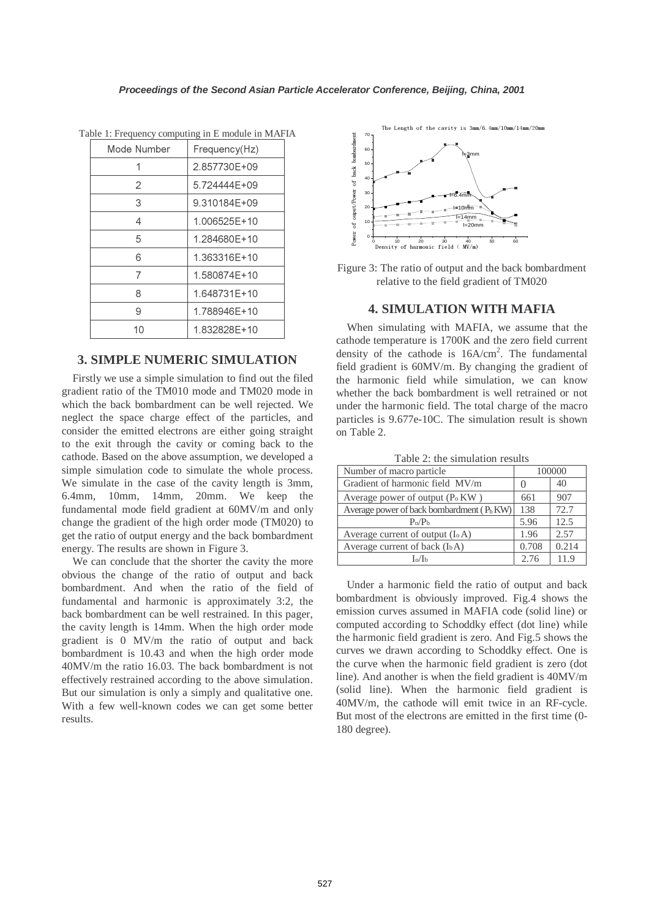Table 1: Frequency computing in E module in MAFIA

| Mode Number | Frequency(Hz) |
|---|---|
| 1 | 2.857730E+09 |
| 2 | 5.724444E+09 |
| 3 | 9.310184E+09 |
| 4 | 1.006525E+10 |
| 5 | 1.284680E+10 |
| 6 | 1.363316E+10 |
| 7 | 1.580874E+10 |
| 8 | 1.648731E+10 |
| 9 | 1.788946E+10 |
| 10 | 1.832828E+10 |

## 3. SIMPLE NUMERIC SIMULATION

Firstly we use a simple simulation to find out the filed gradient ratio of the TM010 mode and TM020 mode in which the back bombardment can be well rejected. We neglect the space charge effect of the particles, and consider the emitted electrons are either going straight to the exit through the cavity or coming back to the cathode. Based on the above assumption, we developed a simple simulation code to simulate the whole process. We simulate in the case of the cavity length is 3mm, 6.4mm, 10mm, 14mm, 20mm. We keep the fundamental mode field gradient at 60MV/m and only change the gradient of the high order mode (TM020) to get the ratio of output energy and the back bombardment energy. The results are shown in Figure 3.

We can conclude that the shorter the cavity the more obvious the change of the ratio of output and back bombardment. And when the ratio of the field of fundamental and harmonic is approximately 3:2, the back bombardment can be well restrained. In this pager, the cavity length is 14mm. When the high order mode gradient is 0 MV/m the ratio of output and back bombardment is 10.43 and when the high order mode 40MV/m the ratio 16.03. The back bombardment is not effectively restrained according to the above simulation. But our simulation is only a simply and qualitative one. With a few well-known codes we can get some better results.

Figure 3: The ratio of output and the back bombardment relative to the field gradient of TM020

## 4. SIMULATION WITH MAFIA

When simulating with MAFIA, we assume that the cathode temperature is 1700K and the zero field current density of the cathode is $16A/cm^2$. The fundamental field gradient is 60MV/m. By changing the gradient of the harmonic field while simulation, we can know whether the back bombardment is well retrained or not under the harmonic field. The total charge of the macro particles is 9.677e-10C. The simulation result is shown on Table 2.

Table 2: the simulation results

| Number of macro particle | 100000 | |
|---|---|---|
| Gradient of harmonic field MV/m | 0 | 40 |
| Average power of output ($P_o$ KW ) | 661 | 907 |
| Average power of back bombardment ( $P_b$ KW) | 138 | 72.7 |
| $P_o/P_b$ | 5.96 | 12.5 |
| Average current of output ($I_o$ A) | 1.96 | 2.57 |
| Average current of back ($I_b$ A) | 0.708 | 0.214 |
| $I_o/I_b$ | 2.76 | 11.9 |

Under a harmonic field the ratio of output and back bombardment is obviously improved. Fig.4 shows the emission curves assumed in MAFIA code (solid line) or computed according to Schoddky effect (dot line) while the harmonic field gradient is zero. And Fig.5 shows the curves we drawn according to Schoddky effect. One is the curve when the harmonic field gradient is zero (dot line). And another is when the field gradient is 40MV/m (solid line). When the harmonic field gradient is 40MV/m, the cathode will emit twice in an RF-cycle. But most of the electrons are emitted in the first time (0-180 degree).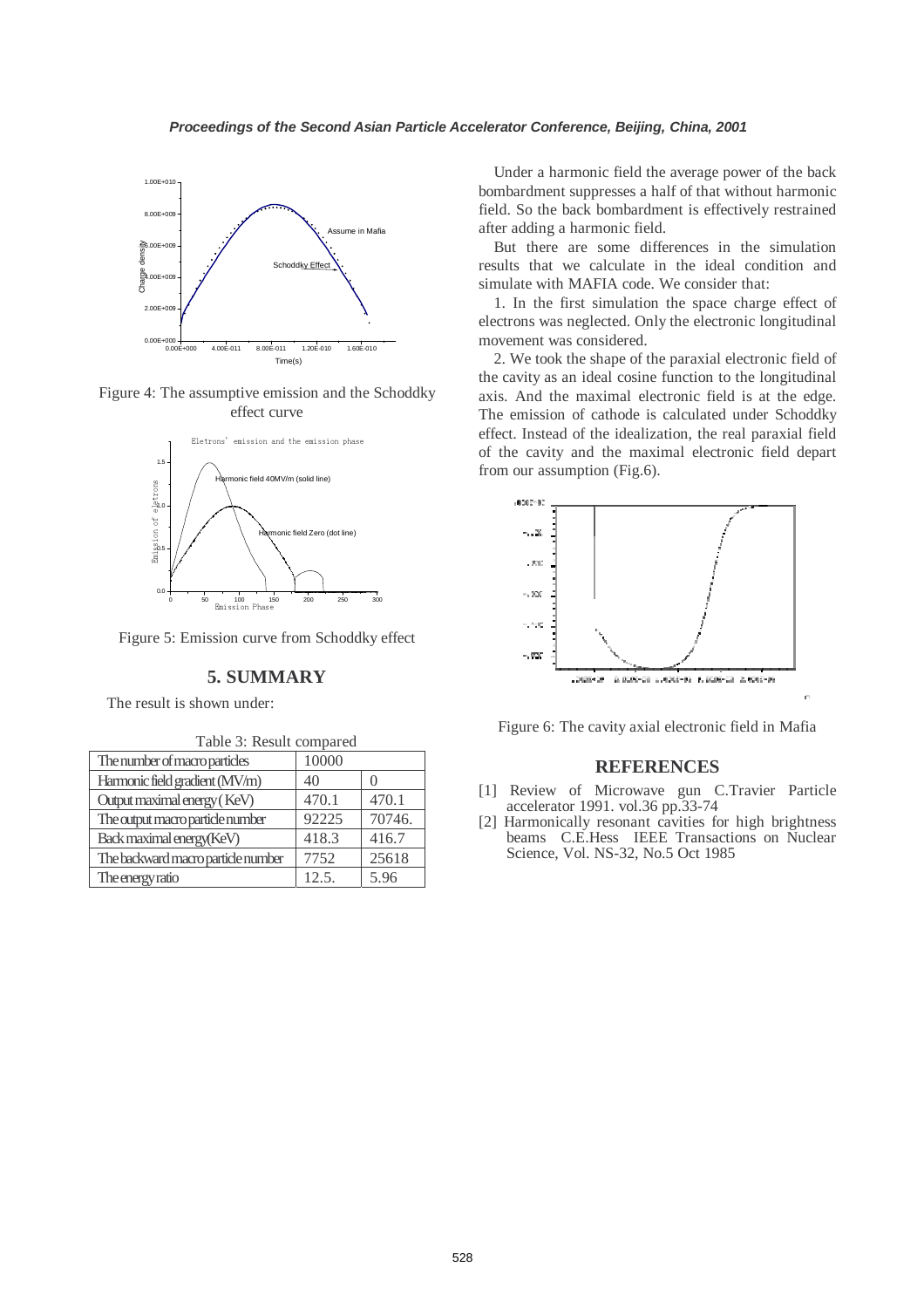1.00E+010

8.00E+009

6.00E+009

4.00E+009

2.00E+009

0.00E+000

Charge density

0.00E+000 4.00E-011 8.00E-011 1.20E-010 1.60E-010

Time(s)

Assume in Mafia

Schoddky Effect

Figure 4: The assumptive emission and the Schoddky effect curve

Eletrons' emission and the emission phase

Emission of eletrons

1.5

1.0

0.5

0.0

0 50 100 150 200 250 300

Emission Phase

Harmonic field 40MV/m (solid line)

Harmonic field Zero (dot line)

Figure 5: Emission curve from Schoddky effect

## 5. SUMMARY

The result is shown under:

Table 3: Result compared

| The number of macro particles | 10000 | |
|---|---|---|
| Harmonic field gradient (MV/m) | 40 | 0 |
| Output maximal energy (KeV) | 470.1 | 470.1 |
| The output macro particle number | 92225 | 70746. |
| Back maximal energy(KeV) | 418.3 | 416.7 |
| The backward macro particle number | 7752 | 25618 |
| The energy ratio | 12.5. | 5.96 |

Under a harmonic field the average power of the back bombardment suppresses a half of that without harmonic field. So the back bombardment is effectively restrained after adding a harmonic field.

But there are some differences in the simulation results that we calculate in the ideal condition and simulate with MAFIA code. We consider that:

1. In the first simulation the space charge effect of electrons was neglected. Only the electronic longitudinal movement was considered.

2. We took the shape of the paraxial electronic field of the cavity as an ideal cosine function to the longitudinal axis. And the maximal electronic field is at the edge. The emission of cathode is calculated under Schoddky effect. Instead of the idealization, the real paraxial field of the cavity and the maximal electronic field depart from our assumption (Fig.6).

Figure 6: The cavity axial electronic field in Mafia

## REFERENCES

[1] Review of Microwave gun C.Travier Particle accelerator 1991. vol.36 pp.33-74

[2] Harmonically resonant cavities for high brightness beams C.E.Hess IEEE Transactions on Nuclear Science, Vol. NS-32, No.5 Oct 1985